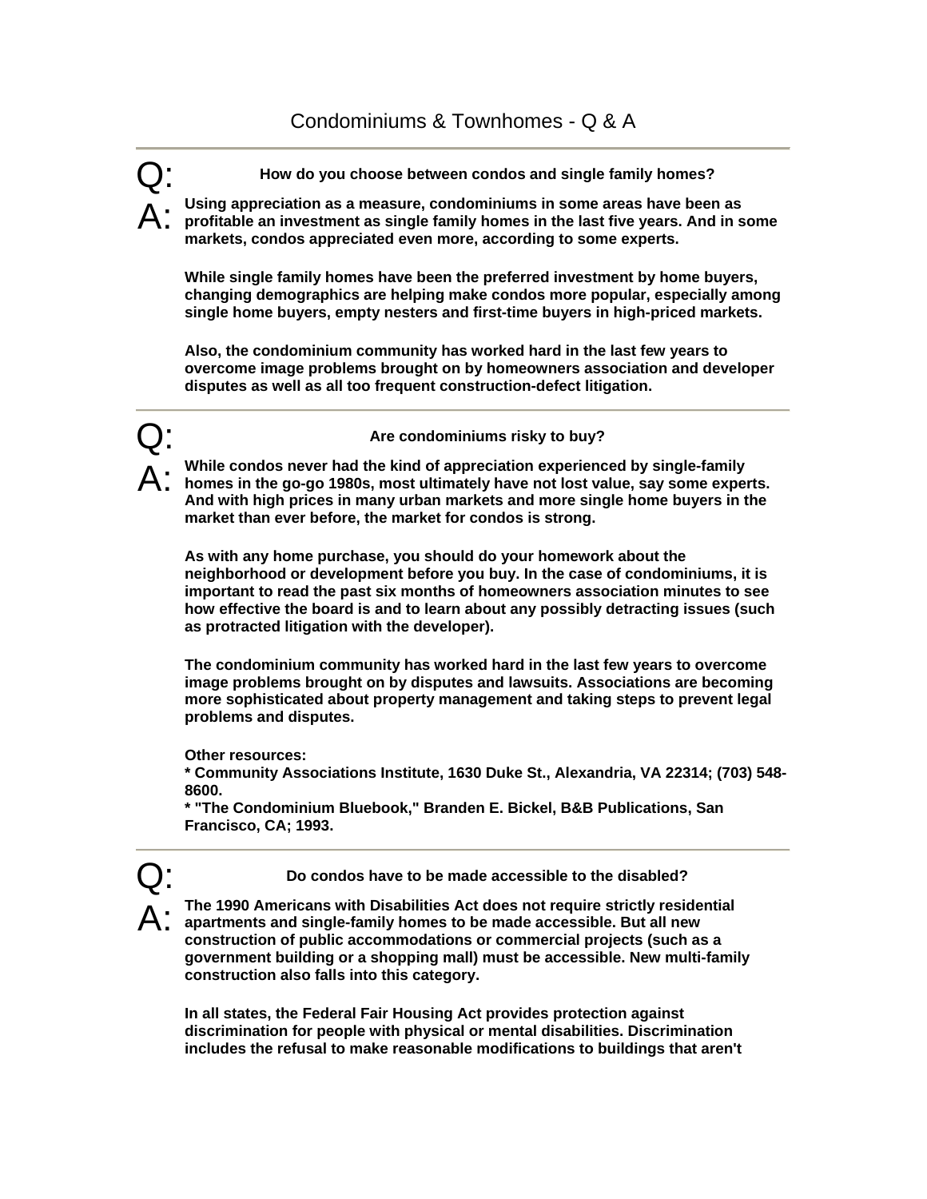# Condominiums & Townhomes - Q & A

---

**Q: How do you choose between condos and single family homes?**

**A: Using appreciation as a measure, condominiums in some areas have been as profitable an investment as single family homes in the last five years. And in some markets, condos appreciated even more, according to some experts.**

**While single family homes have been the preferred investment by home buyers, changing demographics are helping make condos more popular, especially among single home buyers, empty nesters and first-time buyers in high-priced markets.**

**Also, the condominium community has worked hard in the last few years to overcome image problems brought on by homeowners association and developer disputes as well as all too frequent construction-defect litigation.**

---

**Q: Are condominiums risky to buy?**

**A: While condos never had the kind of appreciation experienced by single-family homes in the go-go 1980s, most ultimately have not lost value, say some experts. And with high prices in many urban markets and more single home buyers in the market than ever before, the market for condos is strong.**

**As with any home purchase, you should do your homework about the neighborhood or development before you buy. In the case of condominiums, it is important to read the past six months of homeowners association minutes to see how effective the board is and to learn about any possibly detracting issues (such as protracted litigation with the developer).**

**The condominium community has worked hard in the last few years to overcome image problems brought on by disputes and lawsuits. Associations are becoming more sophisticated about property management and taking steps to prevent legal problems and disputes.**

**Other resources:**
**\* Community Associations Institute, 1630 Duke St., Alexandria, VA 22314; (703) 548-8600.**
**\* "The Condominium Bluebook," Branden E. Bickel, B&B Publications, San Francisco, CA; 1993.**

---

**Q: Do condos have to be made accessible to the disabled?**

**A: The 1990 Americans with Disabilities Act does not require strictly residential apartments and single-family homes to be made accessible. But all new construction of public accommodations or commercial projects (such as a government building or a shopping mall) must be accessible. New multi-family construction also falls into this category.**

**In all states, the Federal Fair Housing Act provides protection against discrimination for people with physical or mental disabilities. Discrimination includes the refusal to make reasonable modifications to buildings that aren't**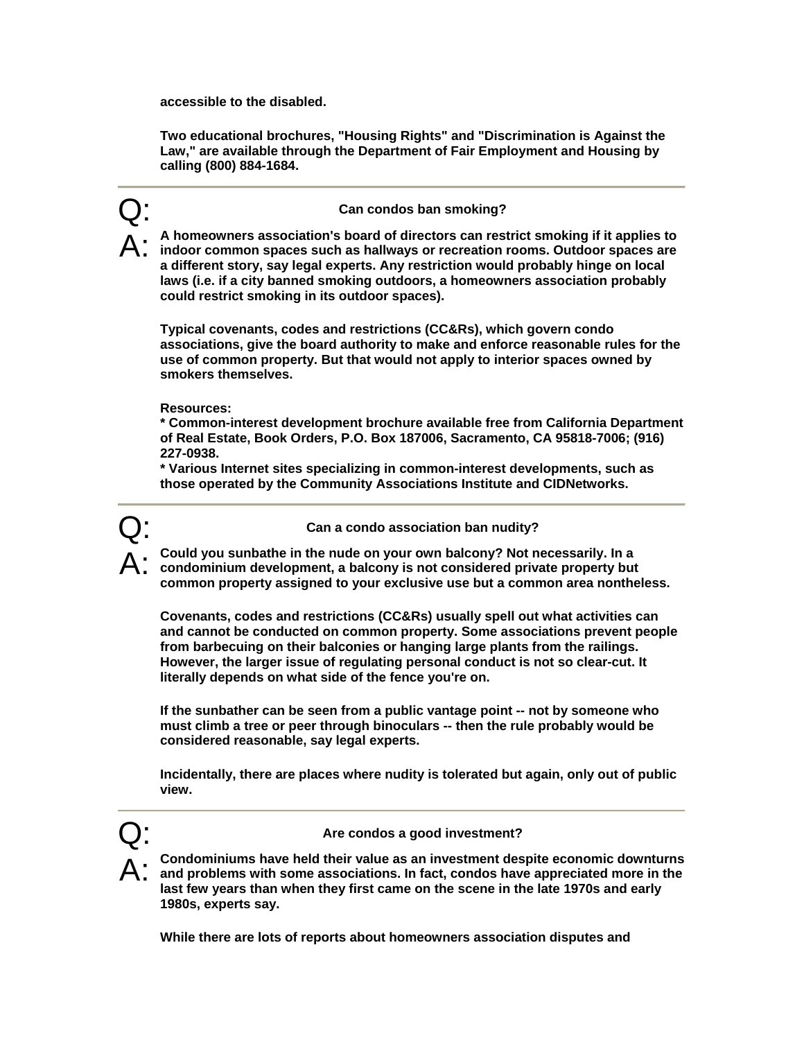**accessible to the disabled.**

**Two educational brochures, "Housing Rights" and "Discrimination is Against the Law," are available through the Department of Fair Employment and Housing by calling (800) 884-1684.**

---

Q: **Can condos ban smoking?**

A: **A homeowners association's board of directors can restrict smoking if it applies to indoor common spaces such as hallways or recreation rooms. Outdoor spaces are a different story, say legal experts. Any restriction would probably hinge on local laws (i.e. if a city banned smoking outdoors, a homeowners association probably could restrict smoking in its outdoor spaces).**

**Typical covenants, codes and restrictions (CC&Rs), which govern condo associations, give the board authority to make and enforce reasonable rules for the use of common property. But that would not apply to interior spaces owned by smokers themselves.**

**Resources:**
**\* Common-interest development brochure available free from California Department of Real Estate, Book Orders, P.O. Box 187006, Sacramento, CA 95818-7006; (916) 227-0938.**
**\* Various Internet sites specializing in common-interest developments, such as those operated by the Community Associations Institute and CIDNetworks.**

---

Q: **Can a condo association ban nudity?**

A: **Could you sunbathe in the nude on your own balcony? Not necessarily. In a condominium development, a balcony is not considered private property but common property assigned to your exclusive use but a common area nontheless.**

**Covenants, codes and restrictions (CC&Rs) usually spell out what activities can and cannot be conducted on common property. Some associations prevent people from barbecuing on their balconies or hanging large plants from the railings. However, the larger issue of regulating personal conduct is not so clear-cut. It literally depends on what side of the fence you're on.**

**If the sunbather can be seen from a public vantage point -- not by someone who must climb a tree or peer through binoculars -- then the rule probably would be considered reasonable, say legal experts.**

**Incidentally, there are places where nudity is tolerated but again, only out of public view.**

---

Q: **Are condos a good investment?**

A: **Condominiums have held their value as an investment despite economic downturns and problems with some associations. In fact, condos have appreciated more in the last few years than when they first came on the scene in the late 1970s and early 1980s, experts say.**

**While there are lots of reports about homeowners association disputes and**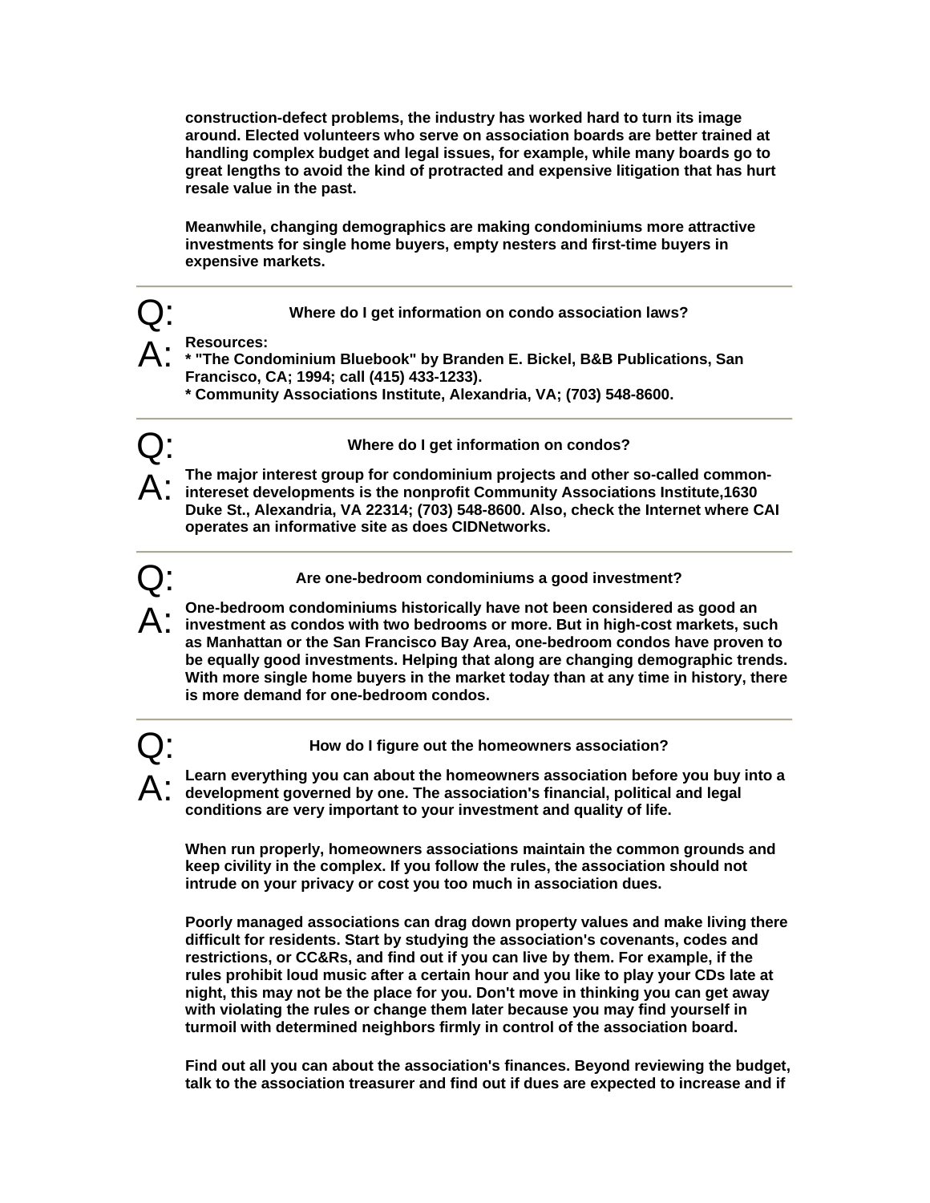**construction-defect problems, the industry has worked hard to turn its image around. Elected volunteers who serve on association boards are better trained at handling complex budget and legal issues, for example, while many boards go to great lengths to avoid the kind of protracted and expensive litigation that has hurt resale value in the past.**

**Meanwhile, changing demographics are making condominiums more attractive investments for single home buyers, empty nesters and first-time buyers in expensive markets.**

---

Q: **Where do I get information on condo association laws?**

A: **Resources:**
**\* "The Condominium Bluebook" by Branden E. Bickel, B&B Publications, San Francisco, CA; 1994; call (415) 433-1233).**
**\* Community Associations Institute, Alexandria, VA; (703) 548-8600.**

---

Q: **Where do I get information on condos?**

A: **The major interest group for condominium projects and other so-called common-intereset developments is the nonprofit Community Associations Institute,1630 Duke St., Alexandria, VA 22314; (703) 548-8600. Also, check the Internet where CAI operates an informative site as does CIDNetworks.**

---

Q: **Are one-bedroom condominiums a good investment?**

A: **One-bedroom condominiums historically have not been considered as good an investment as condos with two bedrooms or more. But in high-cost markets, such as Manhattan or the San Francisco Bay Area, one-bedroom condos have proven to be equally good investments. Helping that along are changing demographic trends. With more single home buyers in the market today than at any time in history, there is more demand for one-bedroom condos.**

---

Q: **How do I figure out the homeowners association?**

A: **Learn everything you can about the homeowners association before you buy into a development governed by one. The association's financial, political and legal conditions are very important to your investment and quality of life.**

**When run properly, homeowners associations maintain the common grounds and keep civility in the complex. If you follow the rules, the association should not intrude on your privacy or cost you too much in association dues.**

**Poorly managed associations can drag down property values and make living there difficult for residents. Start by studying the association's covenants, codes and restrictions, or CC&Rs, and find out if you can live by them. For example, if the rules prohibit loud music after a certain hour and you like to play your CDs late at night, this may not be the place for you. Don't move in thinking you can get away with violating the rules or change them later because you may find yourself in turmoil with determined neighbors firmly in control of the association board.**

**Find out all you can about the association's finances. Beyond reviewing the budget, talk to the association treasurer and find out if dues are expected to increase and if**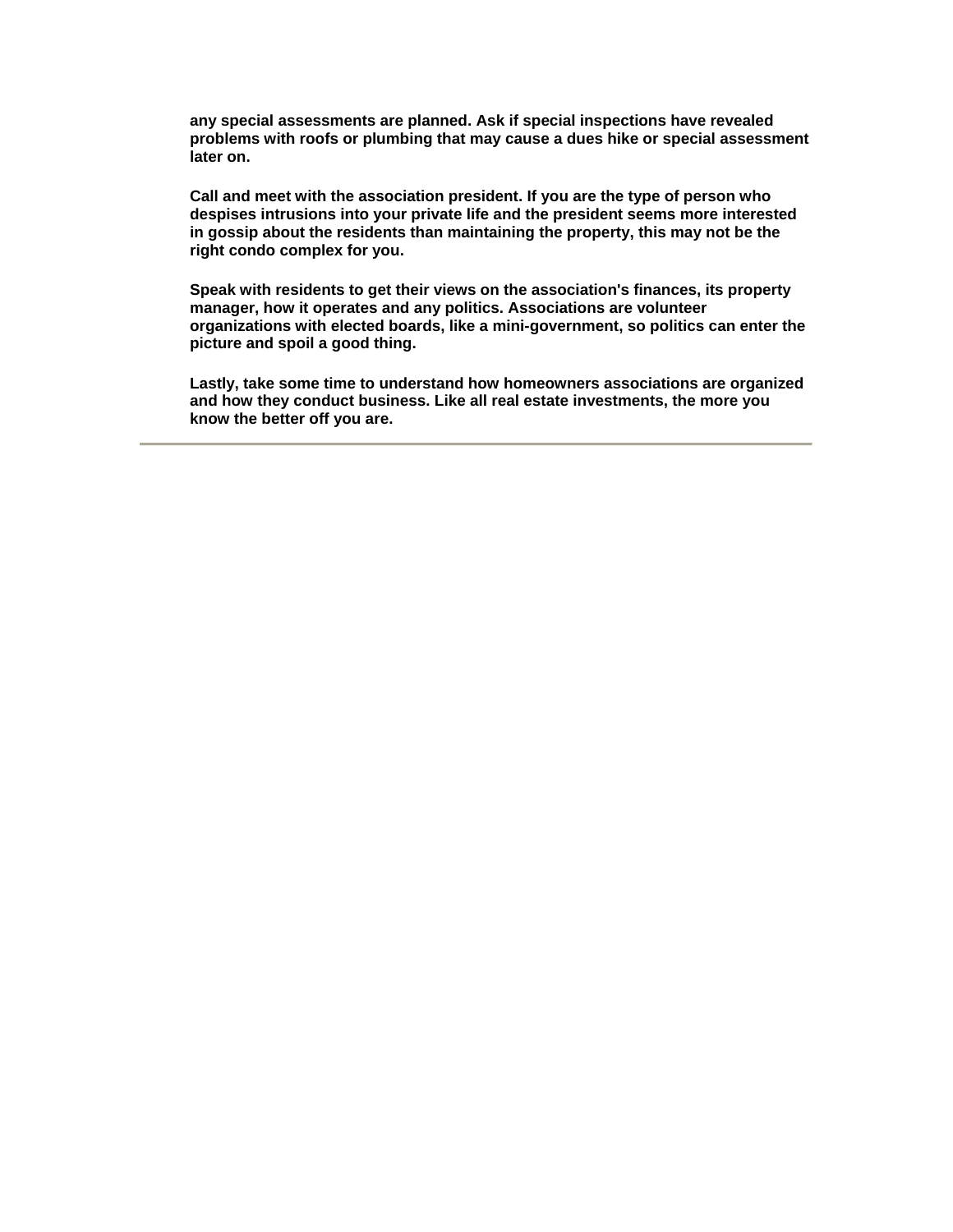**any special assessments are planned. Ask if special inspections have revealed problems with roofs or plumbing that may cause a dues hike or special assessment later on.**

**Call and meet with the association president. If you are the type of person who despises intrusions into your private life and the president seems more interested in gossip about the residents than maintaining the property, this may not be the right condo complex for you.**

**Speak with residents to get their views on the association's finances, its property manager, how it operates and any politics. Associations are volunteer organizations with elected boards, like a mini-government, so politics can enter the picture and spoil a good thing.**

**Lastly, take some time to understand how homeowners associations are organized and how they conduct business. Like all real estate investments, the more you know the better off you are.**

---